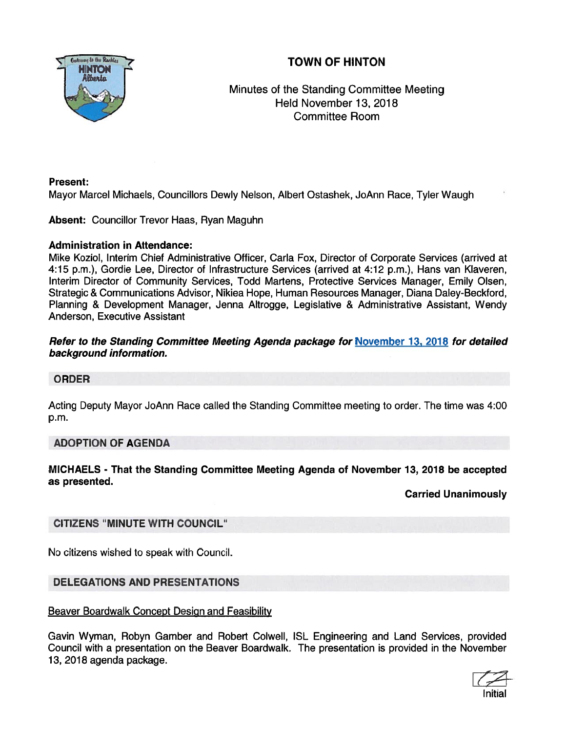# TOWN OF HINTON

Minutes of the Standing Committee Meeting
Held November 13, 2018
Committee Room

**Present:**
Mayor Marcel Michaels, Councillors Dewly Nelson, Albert Ostashek, JoAnn Race, Tyler Waugh

**Absent:** Councillor Trevor Haas, Ryan Maguhn

**Administration in Attendance:**
Mike Koziol, Interim Chief Administrative Officer, Carla Fox, Director of Corporate Services (arrived at 4:15 p.m.), Gordie Lee, Director of Infrastructure Services (arrived at 4:12 p.m.), Hans van Klaveren, Interim Director of Community Services, Todd Martens, Protective Services Manager, Emily Olsen, Strategic & Communications Advisor, Nikiea Hope, Human Resources Manager, Diana Daley-Beckford, Planning & Development Manager, Jenna Altrogge, Legislative & Administrative Assistant, Wendy Anderson, Executive Assistant

***Refer to the Standing Committee Meeting Agenda package for November 13, 2018 for detailed background information.***

## ORDER

Acting Deputy Mayor JoAnn Race called the Standing Committee meeting to order. The time was 4:00 p.m.

## ADOPTION OF AGENDA

**MICHAELS - That the Standing Committee Meeting Agenda of November 13, 2018 be accepted as presented.**

**Carried Unanimously**

## CITIZENS "MINUTE WITH COUNCIL"

No citizens wished to speak with Council.

## DELEGATIONS AND PRESENTATIONS

Beaver Boardwalk Concept Design and Feasibility

Gavin Wyman, Robyn Gamber and Robert Colwell, ISL Engineering and Land Services, provided Council with a presentation on the Beaver Boardwalk. The presentation is provided in the November 13, 2018 agenda package.

Initial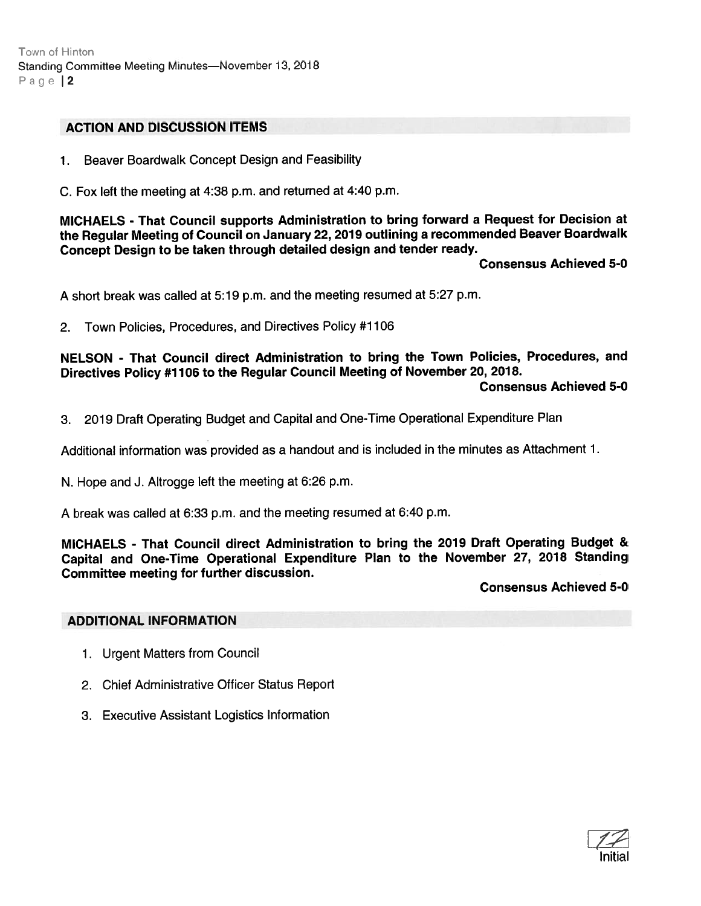## ACTION AND DISCUSSION ITEMS

1. Beaver Boardwalk Concept Design and Feasibility

C. Fox left the meeting at 4:38 p.m. and returned at 4:40 p.m.

**MICHAELS - That Council supports Administration to bring forward a Request for Decision at the Regular Meeting of Council on January 22, 2019 outlining a recommended Beaver Boardwalk Concept Design to be taken through detailed design and tender ready.**

**Consensus Achieved 5-0**

A short break was called at 5:19 p.m. and the meeting resumed at 5:27 p.m.

2. Town Policies, Procedures, and Directives Policy #1106

**NELSON - That Council direct Administration to bring the Town Policies, Procedures, and Directives Policy #1106 to the Regular Council Meeting of November 20, 2018.**

**Consensus Achieved 5-0**

3. 2019 Draft Operating Budget and Capital and One-Time Operational Expenditure Plan

Additional information was provided as a handout and is included in the minutes as Attachment 1.

N. Hope and J. Altrogge left the meeting at 6:26 p.m.

A break was called at 6:33 p.m. and the meeting resumed at 6:40 p.m.

**MICHAELS - That Council direct Administration to bring the 2019 Draft Operating Budget & Capital and One-Time Operational Expenditure Plan to the November 27, 2018 Standing Committee meeting for further discussion.**

**Consensus Achieved 5-0**

## ADDITIONAL INFORMATION

1. Urgent Matters from Council
2. Chief Administrative Officer Status Report
3. Executive Assistant Logistics Information

Initial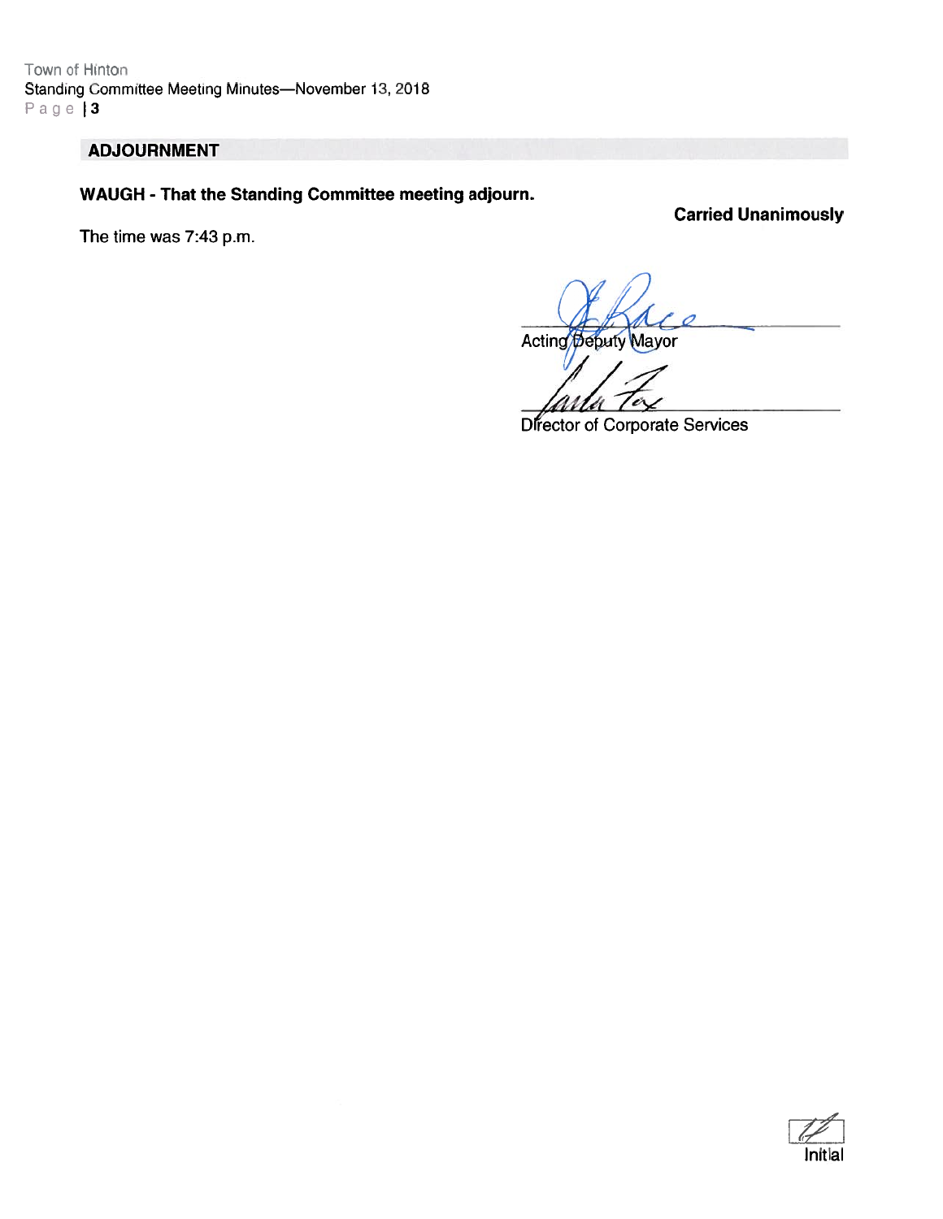## ADJOURNMENT

**WAUGH - That the Standing Committee meeting adjourn.**

**Carried Unanimously**

The time was 7:43 p.m.

Acting Deputy Mayor

Director of Corporate Services

Initial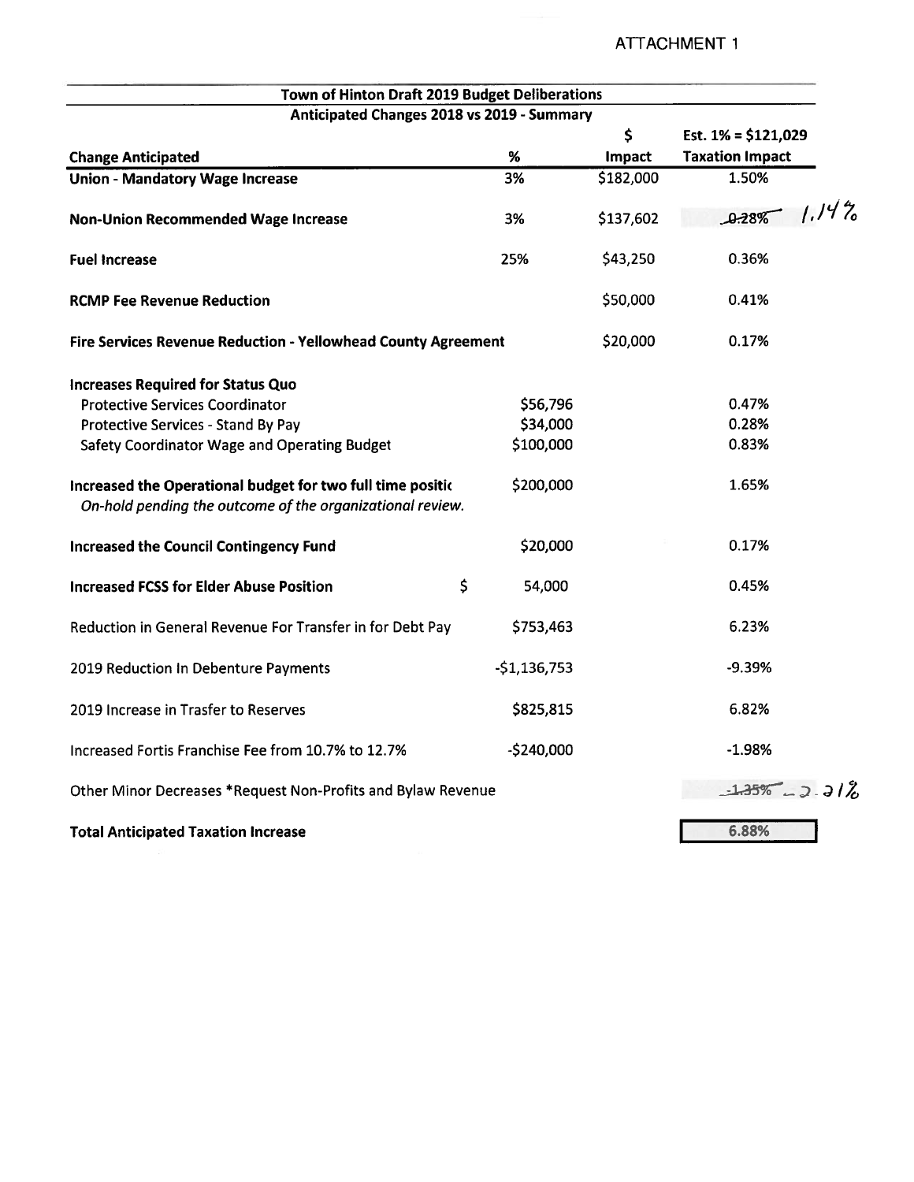ATTACHMENT 1

| Town of Hinton Draft 2019 Budget Deliberations | | | |
|---|---|---|---|
| Anticipated Changes 2018 vs 2019 - Summary | | | |
| **Change Anticipated** | **%** | **\$ Impact** | **Est. 1% = \$121,029 Taxation Impact** |
| **Union - Mandatory Wage Increase** | 3% | \$182,000 | 1.50% |
| **Non-Union Recommended Wage Increase** | 3% | \$137,602 | ~~0.28%~~ 1.14% |
| **Fuel Increase** | 25% | \$43,250 | 0.36% |
| **RCMP Fee Revenue Reduction** | | \$50,000 | 0.41% |
| **Fire Services Revenue Reduction - Yellowhead County Agreement** | | \$20,000 | 0.17% |
| **Increases Required for Status Quo** | | | |
| Protective Services Coordinator | \$56,796 | | 0.47% |
| Protective Services - Stand By Pay | \$34,000 | | 0.28% |
| Safety Coordinator Wage and Operating Budget | \$100,000 | | 0.83% |
| **Increased the Operational budget for two full time positic** *On-hold pending the outcome of the organizational review.* | \$200,000 | | 1.65% |
| **Increased the Council Contingency Fund** | \$20,000 | | 0.17% |
| **Increased FCSS for Elder Abuse Position** | \$ 54,000 | | 0.45% |
| Reduction in General Revenue For Transfer in for Debt Pay | \$753,463 | | 6.23% |
| 2019 Reduction In Debenture Payments | -\$1,136,753 | | -9.39% |
| 2019 Increase in Trasfer to Reserves | \$825,815 | | 6.82% |
| Increased Fortis Franchise Fee from 10.7% to 12.7% | -\$240,000 | | -1.98% |
| Other Minor Decreases *Request Non-Profits and Bylaw Revenue | | | ~~-1.35%~~ -2.21% |
| **Total Anticipated Taxation Increase** | | | 6.88% |